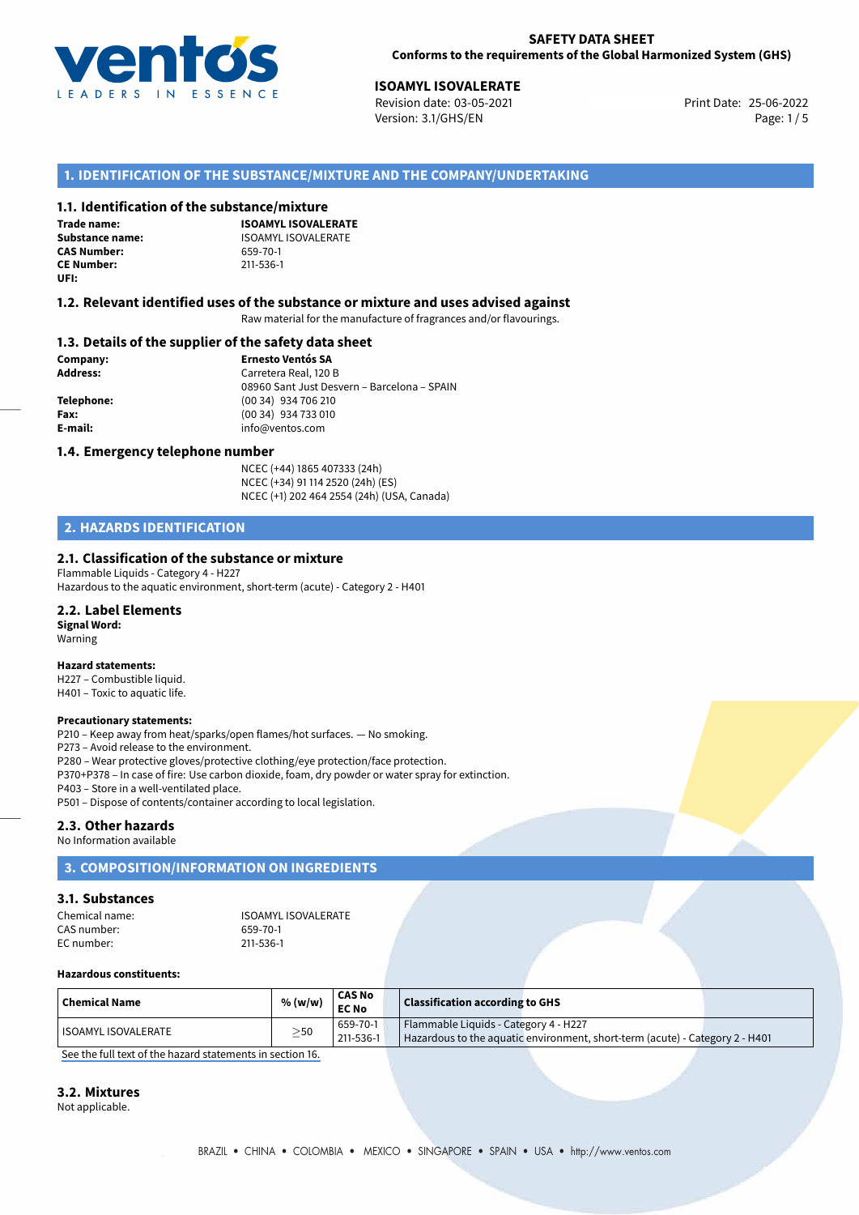**SAFETY DATA SHEET**
**Conforms to the requirements of the Global Harmonized System (GHS)**

**ISOAMYL ISOVALERATE**
Revision date: 03-05-2021
Version: 3.1/GHS/EN
Print Date: 25-06-2022

## 1. IDENTIFICATION OF THE SUBSTANCE/MIXTURE AND THE COMPANY/UNDERTAKING

### 1.1. Identification of the substance/mixture

**Trade name:** **ISOAMYL ISOVALERATE**
**Substance name:** ISOAMYL ISOVALERATE
**CAS Number:** 659-70-1
**CE Number:** 211-536-1
**UFI:**

### 1.2. Relevant identified uses of the substance or mixture and uses advised against

Raw material for the manufacture of fragrances and/or flavourings.

### 1.3. Details of the supplier of the safety data sheet

**Company:** **Ernesto Ventós SA**
**Address:** Carretera Real, 120 B
08960 Sant Just Desvern – Barcelona – SPAIN
**Telephone:** (00 34) 934 706 210
**Fax:** (00 34) 934 733 010
**E-mail:** info@ventos.com

### 1.4. Emergency telephone number

NCEC (+44) 1865 407333 (24h)
NCEC (+34) 91 114 2520 (24h) (ES)
NCEC (+1) 202 464 2554 (24h) (USA, Canada)

## 2. HAZARDS IDENTIFICATION

### 2.1. Classification of the substance or mixture

Flammable Liquids - Category 4 - H227
Hazardous to the aquatic environment, short-term (acute) - Category 2 - H401

### 2.2. Label Elements

**Signal Word:**
Warning

**Hazard statements:**
H227 – Combustible liquid.
H401 – Toxic to aquatic life.

**Precautionary statements:**
P210 – Keep away from heat/sparks/open flames/hot surfaces. — No smoking.
P273 – Avoid release to the environment.
P280 – Wear protective gloves/protective clothing/eye protection/face protection.
P370+P378 – In case of fire: Use carbon dioxide, foam, dry powder or water spray for extinction.
P403 – Store in a well-ventilated place.
P501 – Dispose of contents/container according to local legislation.

### 2.3. Other hazards

No Information available

## 3. COMPOSITION/INFORMATION ON INGREDIENTS

### 3.1. Substances

Chemical name: ISOAMYL ISOVALERATE
CAS number: 659-70-1
EC number: 211-536-1

**Hazardous constituents:**

| Chemical Name | % (w/w) | CAS No<br>EC No | Classification according to GHS |
|---|---|---|---|
| ISOAMYL ISOVALERATE | $\geq$50 | 659-70-1<br>211-536-1 | Flammable Liquids - Category 4 - H227<br>Hazardous to the aquatic environment, short-term (acute) - Category 2 - H401 |

See the full text of the hazard statements in section 16.

### 3.2. Mixtures

Not applicable.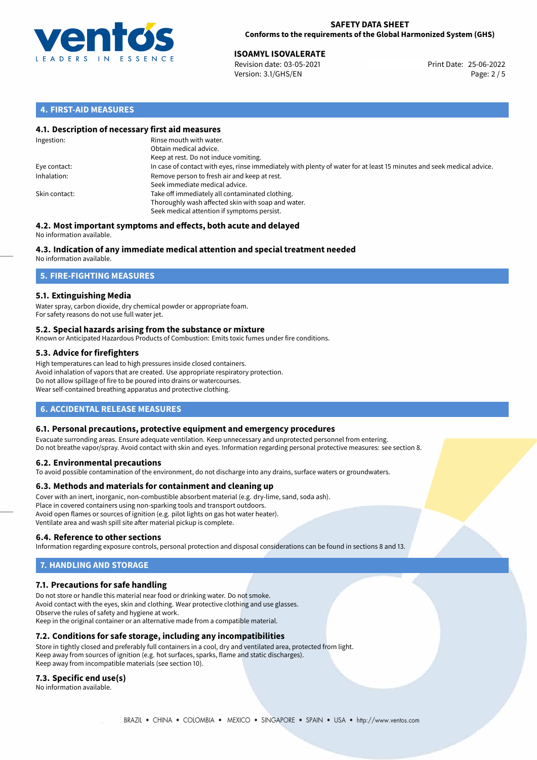## 4. FIRST-AID MEASURES

### 4.1. Description of necessary first aid measures

| | |
|---|---|
| Ingestion: | Rinse mouth with water.<br>Obtain medical advice.<br>Keep at rest. Do not induce vomiting. |
| Eye contact: | In case of contact with eyes, rinse immediately with plenty of water for at least 15 minutes and seek medical advice. |
| Inhalation: | Remove person to fresh air and keep at rest.<br>Seek immediate medical advice. |
| Skin contact: | Take off immediately all contaminated clothing.<br>Thoroughly wash affected skin with soap and water.<br>Seek medical attention if symptoms persist. |

### 4.2. Most important symptoms and effects, both acute and delayed

No information available.

### 4.3. Indication of any immediate medical attention and special treatment needed

No information available.

## 5. FIRE-FIGHTING MEASURES

### 5.1. Extinguishing Media

Water spray, carbon dioxide, dry chemical powder or appropriate foam.
For safety reasons do not use full water jet.

### 5.2. Special hazards arising from the substance or mixture

Known or Anticipated Hazardous Products of Combustion: Emits toxic fumes under fire conditions.

### 5.3. Advice for firefighters

High temperatures can lead to high pressures inside closed containers.
Avoid inhalation of vapors that are created. Use appropriate respiratory protection.
Do not allow spillage of fire to be poured into drains or watercourses.
Wear self-contained breathing apparatus and protective clothing.

## 6. ACCIDENTAL RELEASE MEASURES

### 6.1. Personal precautions, protective equipment and emergency procedures

Evacuate surronding areas. Ensure adequate ventilation. Keep unnecessary and unprotected personnel from entering.
Do not breathe vapor/spray. Avoid contact with skin and eyes. Information regarding personal protective measures: see section 8.

### 6.2. Environmental precautions

To avoid possible contamination of the environment, do not discharge into any drains, surface waters or groundwaters.

### 6.3. Methods and materials for containment and cleaning up

Cover with an inert, inorganic, non-combustible absorbent material (e.g. dry-lime, sand, soda ash).
Place in covered containers using non-sparking tools and transport outdoors.
Avoid open flames or sources of ignition (e.g. pilot lights on gas hot water heater).
Ventilate area and wash spill site after material pickup is complete.

### 6.4. Reference to other sections

Information regarding exposure controls, personal protection and disposal considerations can be found in sections 8 and 13.

## 7. HANDLING AND STORAGE

### 7.1. Precautions for safe handling

Do not store or handle this material near food or drinking water. Do not smoke.
Avoid contact with the eyes, skin and clothing. Wear protective clothing and use glasses.
Observe the rules of safety and hygiene at work.
Keep in the original container or an alternative made from a compatible material.

### 7.2. Conditions for safe storage, including any incompatibilities

Store in tightly closed and preferably full containers in a cool, dry and ventilated area, protected from light.
Keep away from sources of ignition (e.g. hot surfaces, sparks, flame and static discharges).
Keep away from incompatible materials (see section 10).

### 7.3. Specific end use(s)

No information available.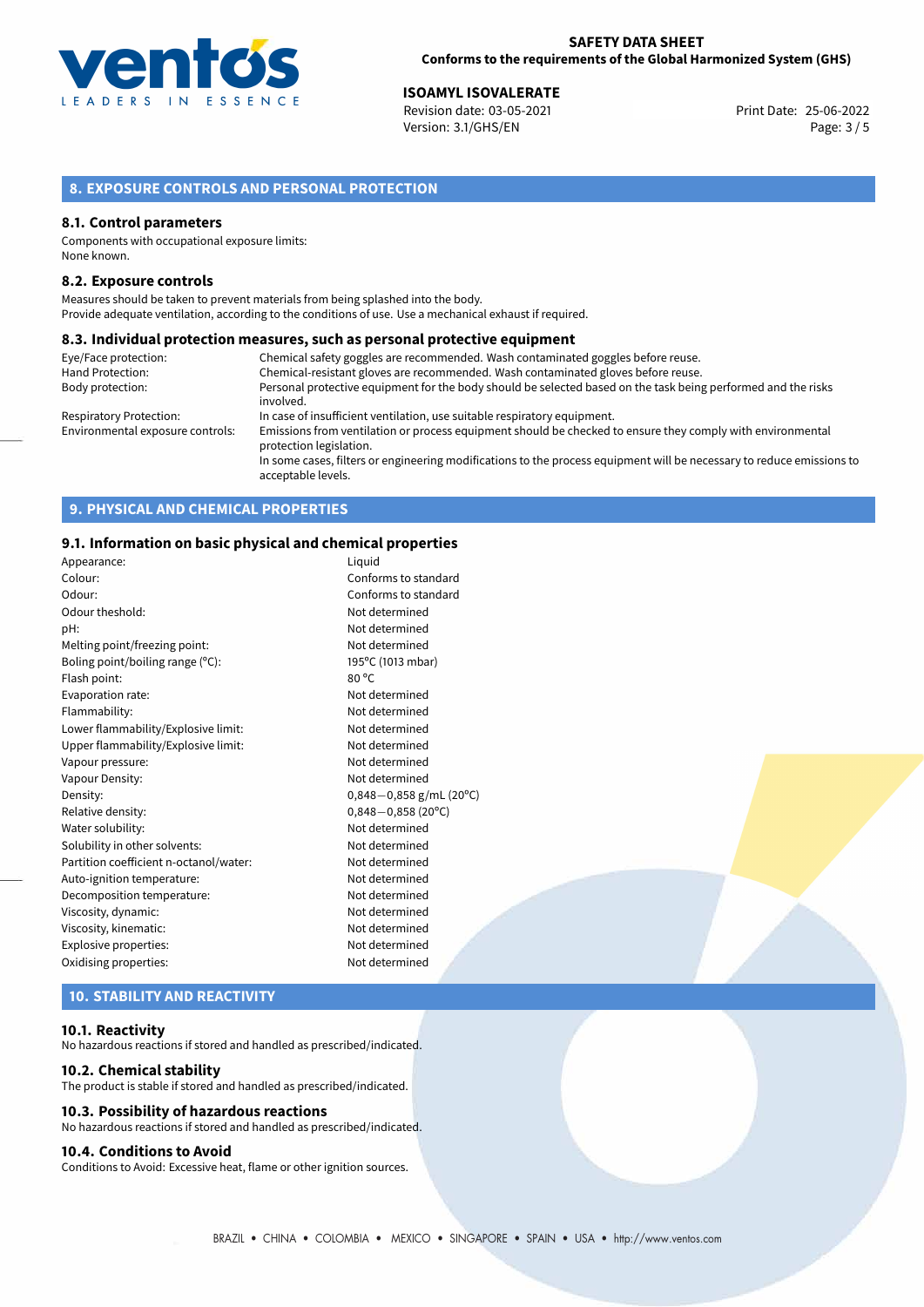## 8. EXPOSURE CONTROLS AND PERSONAL PROTECTION

### 8.1. Control parameters

Components with occupational exposure limits:
None known.

### 8.2. Exposure controls

Measures should be taken to prevent materials from being splashed into the body.
Provide adequate ventilation, according to the conditions of use. Use a mechanical exhaust if required.

### 8.3. Individual protection measures, such as personal protective equipment

| | |
|---|---|
| Eye/Face protection: | Chemical safety goggles are recommended. Wash contaminated goggles before reuse. |
| Hand Protection: | Chemical-resistant gloves are recommended. Wash contaminated gloves before reuse. |
| Body protection: | Personal protective equipment for the body should be selected based on the task being performed and the risks involved. |
| Respiratory Protection: | In case of insufficient ventilation, use suitable respiratory equipment. |
| Environmental exposure controls: | Emissions from ventilation or process equipment should be checked to ensure they comply with environmental protection legislation. In some cases, filters or engineering modifications to the process equipment will be necessary to reduce emissions to acceptable levels. |

## 9. PHYSICAL AND CHEMICAL PROPERTIES

### 9.1. Information on basic physical and chemical properties

| | |
|---|---|
| Appearance: | Liquid |
| Colour: | Conforms to standard |
| Odour: | Conforms to standard |
| Odour theshold: | Not determined |
| pH: | Not determined |
| Melting point/freezing point: | Not determined |
| Boling point/boiling range (°C): | 195°C (1013 mbar) |
| Flash point: | 80 °C |
| Evaporation rate: | Not determined |
| Flammability: | Not determined |
| Lower flammability/Explosive limit: | Not determined |
| Upper flammability/Explosive limit: | Not determined |
| Vapour pressure: | Not determined |
| Vapour Density: | Not determined |
| Density: | 0,848−0,858 g/mL (20°C) |
| Relative density: | 0,848−0,858 (20°C) |
| Water solubility: | Not determined |
| Solubility in other solvents: | Not determined |
| Partition coefficient n-octanol/water: | Not determined |
| Auto-ignition temperature: | Not determined |
| Decomposition temperature: | Not determined |
| Viscosity, dynamic: | Not determined |
| Viscosity, kinematic: | Not determined |
| Explosive properties: | Not determined |
| Oxidising properties: | Not determined |

## 10. STABILITY AND REACTIVITY

### 10.1. Reactivity

No hazardous reactions if stored and handled as prescribed/indicated.

### 10.2. Chemical stability

The product is stable if stored and handled as prescribed/indicated.

### 10.3. Possibility of hazardous reactions

No hazardous reactions if stored and handled as prescribed/indicated.

### 10.4. Conditions to Avoid

Conditions to Avoid: Excessive heat, flame or other ignition sources.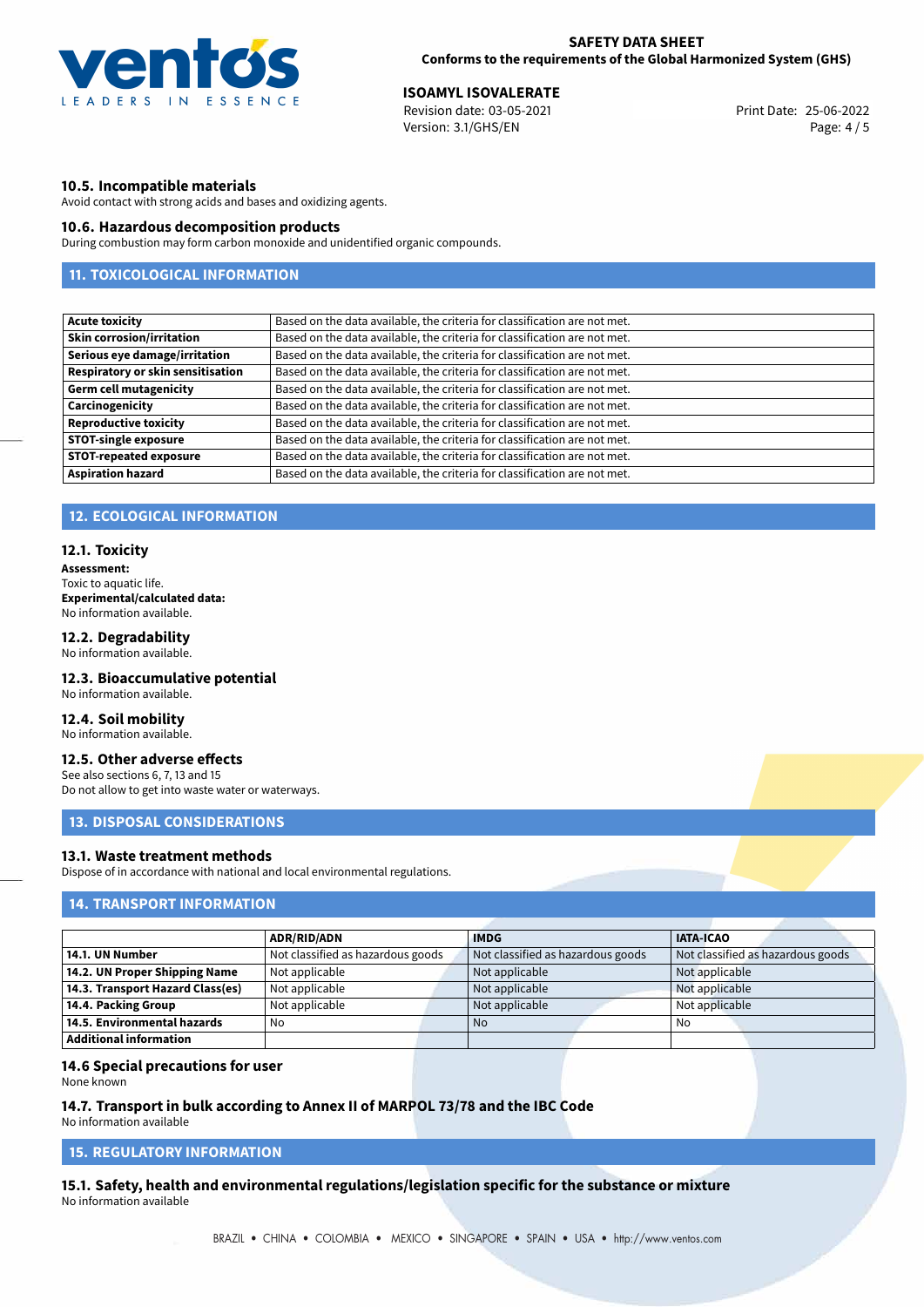## 10.5. Incompatible materials

Avoid contact with strong acids and bases and oxidizing agents.

## 10.6. Hazardous decomposition products

During combustion may form carbon monoxide and unidentified organic compounds.

# 11. TOXICOLOGICAL INFORMATION

| | |
|---|---|
| **Acute toxicity** | Based on the data available, the criteria for classification are not met. |
| **Skin corrosion/irritation** | Based on the data available, the criteria for classification are not met. |
| **Serious eye damage/irritation** | Based on the data available, the criteria for classification are not met. |
| **Respiratory or skin sensitisation** | Based on the data available, the criteria for classification are not met. |
| **Germ cell mutagenicity** | Based on the data available, the criteria for classification are not met. |
| **Carcinogenicity** | Based on the data available, the criteria for classification are not met. |
| **Reproductive toxicity** | Based on the data available, the criteria for classification are not met. |
| **STOT-single exposure** | Based on the data available, the criteria for classification are not met. |
| **STOT-repeated exposure** | Based on the data available, the criteria for classification are not met. |
| **Aspiration hazard** | Based on the data available, the criteria for classification are not met. |

# 12. ECOLOGICAL INFORMATION

## 12.1. Toxicity

**Assessment:**
Toxic to aquatic life.
**Experimental/calculated data:**
No information available.

## 12.2. Degradability

No information available.

## 12.3. Bioaccumulative potential

No information available.

## 12.4. Soil mobility

No information available.

## 12.5. Other adverse effects

See also sections 6, 7, 13 and 15
Do not allow to get into waste water or waterways.

# 13. DISPOSAL CONSIDERATIONS

## 13.1. Waste treatment methods

Dispose of in accordance with national and local environmental regulations.

# 14. TRANSPORT INFORMATION

| | ADR/RID/ADN | IMDG | IATA-ICAO |
|---|---|---|---|
| **14.1. UN Number** | Not classified as hazardous goods | Not classified as hazardous goods | Not classified as hazardous goods |
| **14.2. UN Proper Shipping Name** | Not applicable | Not applicable | Not applicable |
| **14.3. Transport Hazard Class(es)** | Not applicable | Not applicable | Not applicable |
| **14.4. Packing Group** | Not applicable | Not applicable | Not applicable |
| **14.5. Environmental hazards** | No | No | No |
| **Additional information** | | | |

## 14.6 Special precautions for user

None known

## 14.7. Transport in bulk according to Annex II of MARPOL 73/78 and the IBC Code

No information available

# 15. REGULATORY INFORMATION

## 15.1. Safety, health and environmental regulations/legislation specific for the substance or mixture

No information available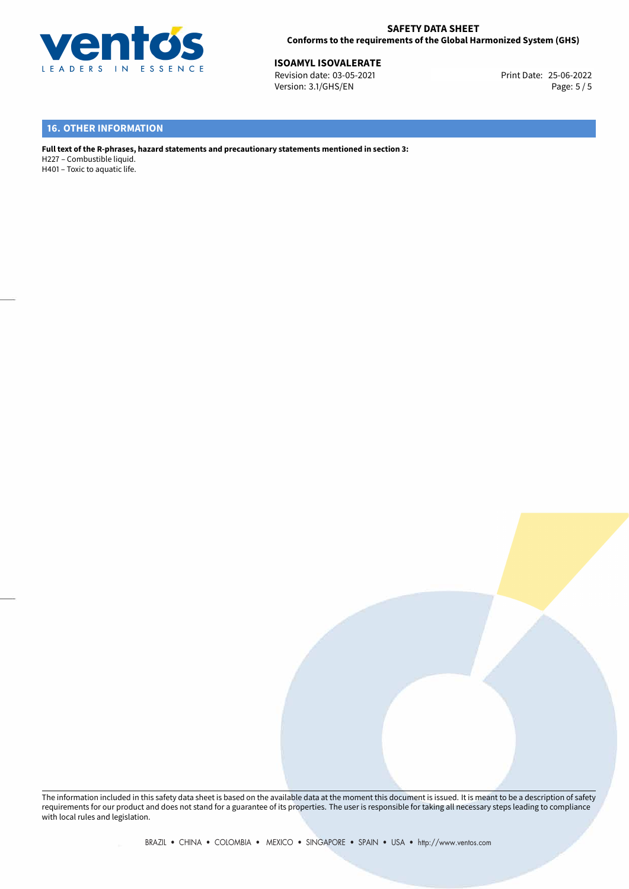## 16. OTHER INFORMATION

**Full text of the R-phrases, hazard statements and precautionary statements mentioned in section 3:**

H227 – Combustible liquid.
H401 – Toxic to aquatic life.

The information included in this safety data sheet is based on the available data at the moment this document is issued. It is meant to be a description of safety requirements for our product and does not stand for a guarantee of its properties. The user is responsible for taking all necessary steps leading to compliance with local rules and legislation.